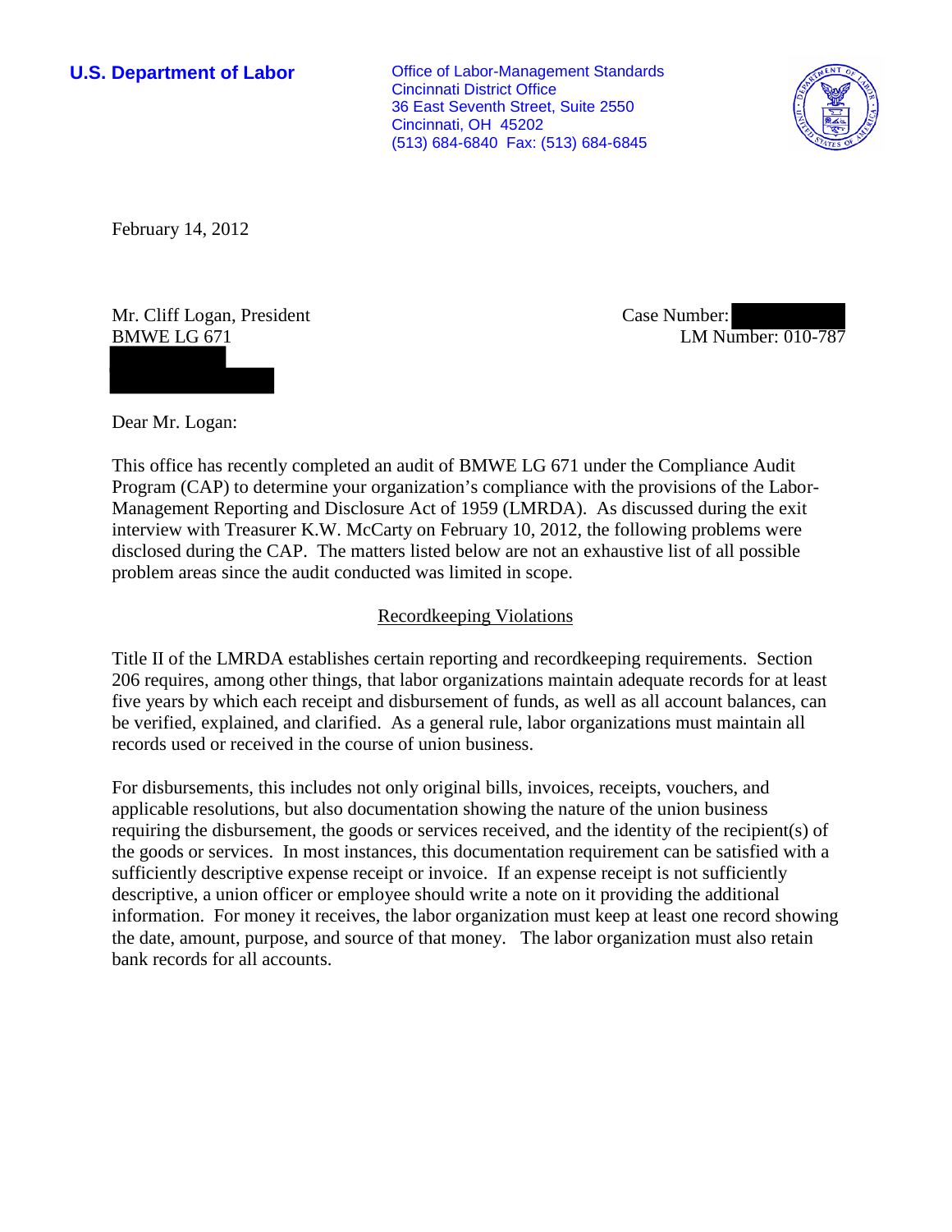**U.S. Department of Labor**

Office of Labor-Management Standards
Cincinnati District Office
36 East Seventh Street, Suite 2550
Cincinnati, OH 45202
(513) 684-6840 Fax: (513) 684-6845

February 14, 2012

Mr. Cliff Logan, President
BMWE LG 671

Case Number:
LM Number: 010-787

Dear Mr. Logan:

This office has recently completed an audit of BMWE LG 671 under the Compliance Audit Program (CAP) to determine your organization's compliance with the provisions of the Labor-Management Reporting and Disclosure Act of 1959 (LMRDA). As discussed during the exit interview with Treasurer K.W. McCarty on February 10, 2012, the following problems were disclosed during the CAP. The matters listed below are not an exhaustive list of all possible problem areas since the audit conducted was limited in scope.

## Recordkeeping Violations

Title II of the LMRDA establishes certain reporting and recordkeeping requirements. Section 206 requires, among other things, that labor organizations maintain adequate records for at least five years by which each receipt and disbursement of funds, as well as all account balances, can be verified, explained, and clarified. As a general rule, labor organizations must maintain all records used or received in the course of union business.

For disbursements, this includes not only original bills, invoices, receipts, vouchers, and applicable resolutions, but also documentation showing the nature of the union business requiring the disbursement, the goods or services received, and the identity of the recipient(s) of the goods or services. In most instances, this documentation requirement can be satisfied with a sufficiently descriptive expense receipt or invoice. If an expense receipt is not sufficiently descriptive, a union officer or employee should write a note on it providing the additional information. For money it receives, the labor organization must keep at least one record showing the date, amount, purpose, and source of that money. The labor organization must also retain bank records for all accounts.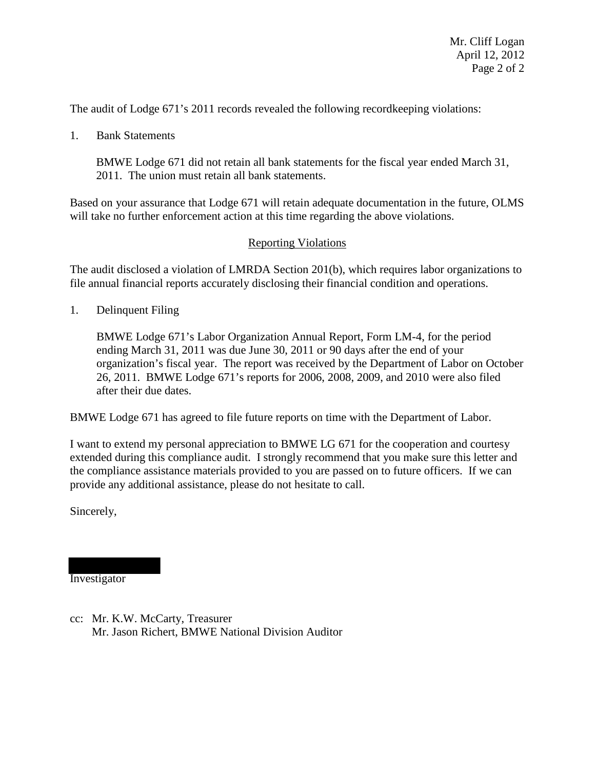The audit of Lodge 671's 2011 records revealed the following recordkeeping violations:

1. Bank Statements

   BMWE Lodge 671 did not retain all bank statements for the fiscal year ended March 31, 2011. The union must retain all bank statements.

Based on your assurance that Lodge 671 will retain adequate documentation in the future, OLMS will take no further enforcement action at this time regarding the above violations.

## Reporting Violations

The audit disclosed a violation of LMRDA Section 201(b), which requires labor organizations to file annual financial reports accurately disclosing their financial condition and operations.

1. Delinquent Filing

   BMWE Lodge 671's Labor Organization Annual Report, Form LM-4, for the period ending March 31, 2011 was due June 30, 2011 or 90 days after the end of your organization's fiscal year. The report was received by the Department of Labor on October 26, 2011. BMWE Lodge 671's reports for 2006, 2008, 2009, and 2010 were also filed after their due dates.

BMWE Lodge 671 has agreed to file future reports on time with the Department of Labor.

I want to extend my personal appreciation to BMWE LG 671 for the cooperation and courtesy extended during this compliance audit. I strongly recommend that you make sure this letter and the compliance assistance materials provided to you are passed on to future officers. If we can provide any additional assistance, please do not hesitate to call.

Sincerely,

Investigator

cc: Mr. K.W. McCarty, Treasurer
    Mr. Jason Richert, BMWE National Division Auditor